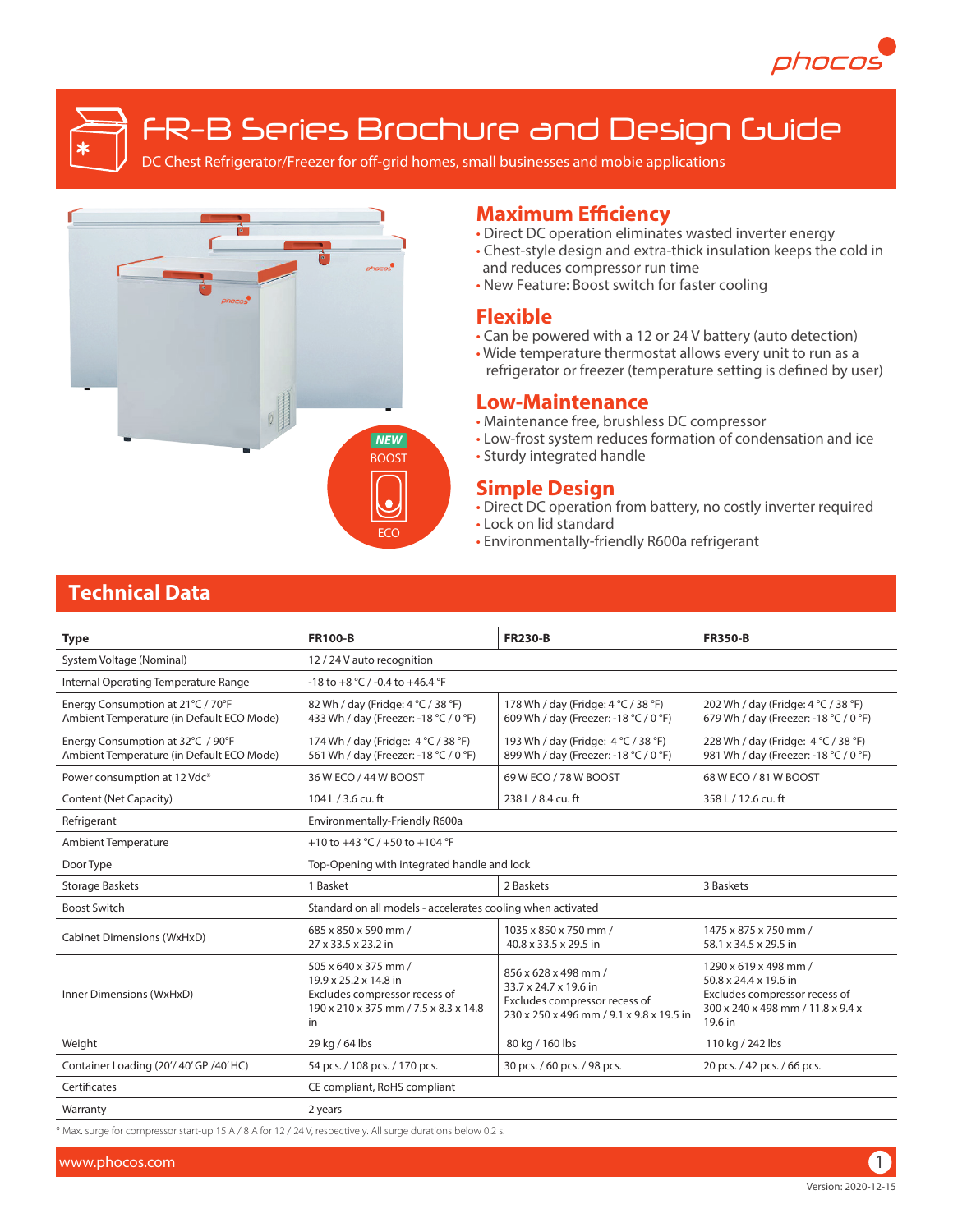# FR-B Series Brochure and Design Guide

DC Chest Refrigerator/Freezer for off-grid homes, small businesses and mobie applications

NEW
BOOST
ECO

## Maximum Efficiency

- Direct DC operation eliminates wasted inverter energy
- Chest-style design and extra-thick insulation keeps the cold in and reduces compressor run time
- New Feature: Boost switch for faster cooling

## Flexible

- Can be powered with a 12 or 24 V battery (auto detection)
- Wide temperature thermostat allows every unit to run as a refrigerator or freezer (temperature setting is defined by user)

## Low-Maintenance

- Maintenance free, brushless DC compressor
- Low-frost system reduces formation of condensation and ice
- Sturdy integrated handle

## Simple Design

- Direct DC operation from battery, no costly inverter required
- Lock on lid standard
- Environmentally-friendly R600a refrigerant

## Technical Data

| Type | FR100-B | FR230-B | FR350-B |
|---|---|---|---|
| System Voltage (Nominal) | 12 / 24 V auto recognition | | |
| Internal Operating Temperature Range | -18 to +8 °C / -0.4 to +46.4 °F | | |
| Energy Consumption at 21°C / 70°F Ambient Temperature (in Default ECO Mode) | 82 Wh / day (Fridge: 4 °C / 38 °F) 433 Wh / day (Freezer: -18 °C / 0 °F) | 178 Wh / day (Fridge: 4 °C / 38 °F) 609 Wh / day (Freezer: -18 °C / 0 °F) | 202 Wh / day (Fridge: 4 °C / 38 °F) 679 Wh / day (Freezer: -18 °C / 0 °F) |
| Energy Consumption at 32°C / 90°F Ambient Temperature (in Default ECO Mode) | 174 Wh / day (Fridge: 4 °C / 38 °F) 561 Wh / day (Freezer: -18 °C / 0 °F) | 193 Wh / day (Fridge: 4 °C / 38 °F) 899 Wh / day (Freezer: -18 °C / 0 °F) | 228 Wh / day (Fridge: 4 °C / 38 °F) 981 Wh / day (Freezer: -18 °C / 0 °F) |
| Power consumption at 12 Vdc* | 36 W ECO / 44 W BOOST | 69 W ECO / 78 W BOOST | 68 W ECO / 81 W BOOST |
| Content (Net Capacity) | 104 L / 3.6 cu. ft | 238 L / 8.4 cu. ft | 358 L / 12.6 cu. ft |
| Refrigerant | Environmentally-Friendly R600a | | |
| Ambient Temperature | +10 to +43 °C / +50 to +104 °F | | |
| Door Type | Top-Opening with integrated handle and lock | | |
| Storage Baskets | 1 Basket | 2 Baskets | 3 Baskets |
| Boost Switch | Standard on all models - accelerates cooling when activated | | |
| Cabinet Dimensions (WxHxD) | 685 x 850 x 590 mm / 27 x 33.5 x 23.2 in | 1035 x 850 x 750 mm / 40.8 x 33.5 x 29.5 in | 1475 x 875 x 750 mm / 58.1 x 34.5 x 29.5 in |
| Inner Dimensions (WxHxD) | 505 x 640 x 375 mm / 19.9 x 25.2 x 14.8 in Excludes compressor recess of 190 x 210 x 375 mm / 7.5 x 8.3 x 14.8 in | 856 x 628 x 498 mm / 33.7 x 24.7 x 19.6 in Excludes compressor recess of 230 x 250 x 496 mm / 9.1 x 9.8 x 19.5 in | 1290 x 619 x 498 mm / 50.8 x 24.4 x 19.6 in Excludes compressor recess of 300 x 240 x 498 mm / 11.8 x 9.4 x 19.6 in |
| Weight | 29 kg / 64 lbs | 80 kg / 160 lbs | 110 kg / 242 lbs |
| Container Loading (20'/ 40' GP /40' HC) | 54 pcs. / 108 pcs. / 170 pcs. | 30 pcs. / 60 pcs. / 98 pcs. | 20 pcs. / 42 pcs. / 66 pcs. |
| Certificates | CE compliant, RoHS compliant | | |
| Warranty | 2 years | | |

* Max. surge for compressor start-up 15 A / 8 A for 12 / 24 V, respectively. All surge durations below 0.2 s.

www.phocos.com

Version: 2020-12-15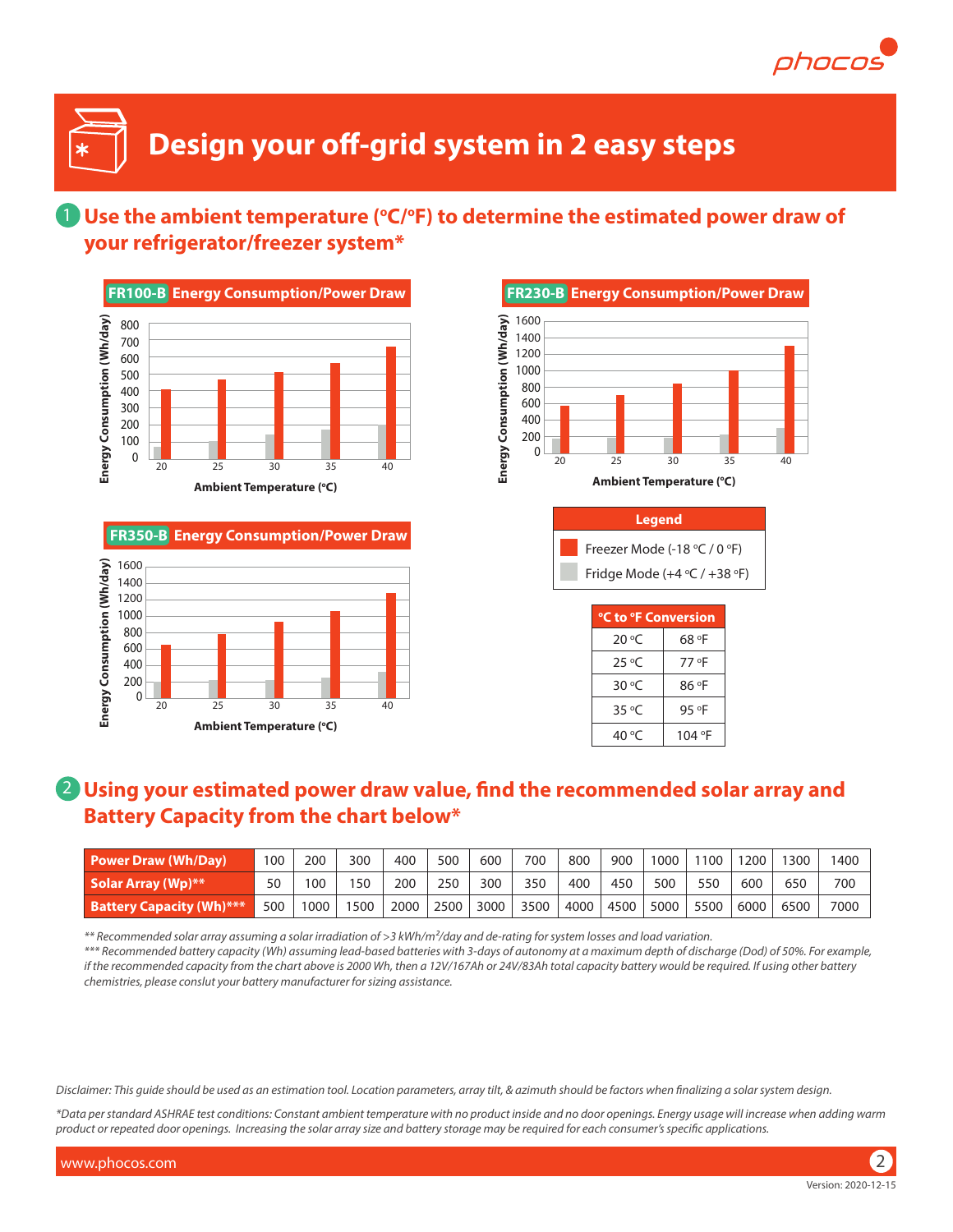# Design your off-grid system in 2 easy steps

## 1 Use the ambient temperature (°C/°F) to determine the estimated power draw of your refrigerator/freezer system*

**FR100-B Energy Consumption/Power Draw**

Energy Consumption (Wh/day)

800
700
600
500
400
300
200
100
0

20 25 30 35 40

Ambient Temperature (°C)

**FR230-B Energy Consumption/Power Draw**

Energy Consumption (Wh/day)

1600
1400
1200
1000
800
600
400
200
0

20 25 30 35 40

Ambient Temperature (°C)

**FR350-B Energy Consumption/Power Draw**

Energy Consumption (Wh/day)

1600
1400
1200
1000
800
600
400
200
0

20 25 30 35 40

Ambient Temperature (°C)

**Legend**

Freezer Mode (-18 °C / 0 °F)
Fridge Mode (+4 °C / +38 °F)

| °C to °F Conversion | |
|---|---|
| 20 °C | 68 °F |
| 25 °C | 77 °F |
| 30 °C | 86 °F |
| 35 °C | 95 °F |
| 40 °C | 104 °F |

## 2 Using your estimated power draw value, find the recommended solar array and Battery Capacity from the chart below*

| | | | | | | | | | | | | | | |
|---|---|---|---|---|---|---|---|---|---|---|---|---|---|---|
| **Power Draw (Wh/Day)** | 100 | 200 | 300 | 400 | 500 | 600 | 700 | 800 | 900 | 1000 | 1100 | 1200 | 1300 | 1400 |
| **Solar Array (Wp)**** | 50 | 100 | 150 | 200 | 250 | 300 | 350 | 400 | 450 | 500 | 550 | 600 | 650 | 700 |
| **Battery Capacity (Wh)***** | 500 | 1000 | 1500 | 2000 | 2500 | 3000 | 3500 | 4000 | 4500 | 5000 | 5500 | 6000 | 6500 | 7000 |

*** Recommended solar array assuming a solar irradiation of >3 kWh/m²/day and de-rating for system losses and load variation.*

**** Recommended battery capacity (Wh) assuming lead-based batteries with 3-days of autonomy at a maximum depth of discharge (Dod) of 50%. For example, if the recommended capacity from the chart above is 2000 Wh, then a 12V/167Ah or 24V/83Ah total capacity battery would be required. If using other battery chemistries, please conslut your battery manufacturer for sizing assistance.*

*Disclaimer: This guide should be used as an estimation tool. Location parameters, array tilt, & azimuth should be factors when finalizing a solar system design.*

**Data per standard ASHRAE test conditions: Constant ambient temperature with no product inside and no door openings. Energy usage will increase when adding warm product or repeated door openings. Increasing the solar array size and battery storage may be required for each consumer's specific applications.*

www.phocos.com

Version: 2020-12-15